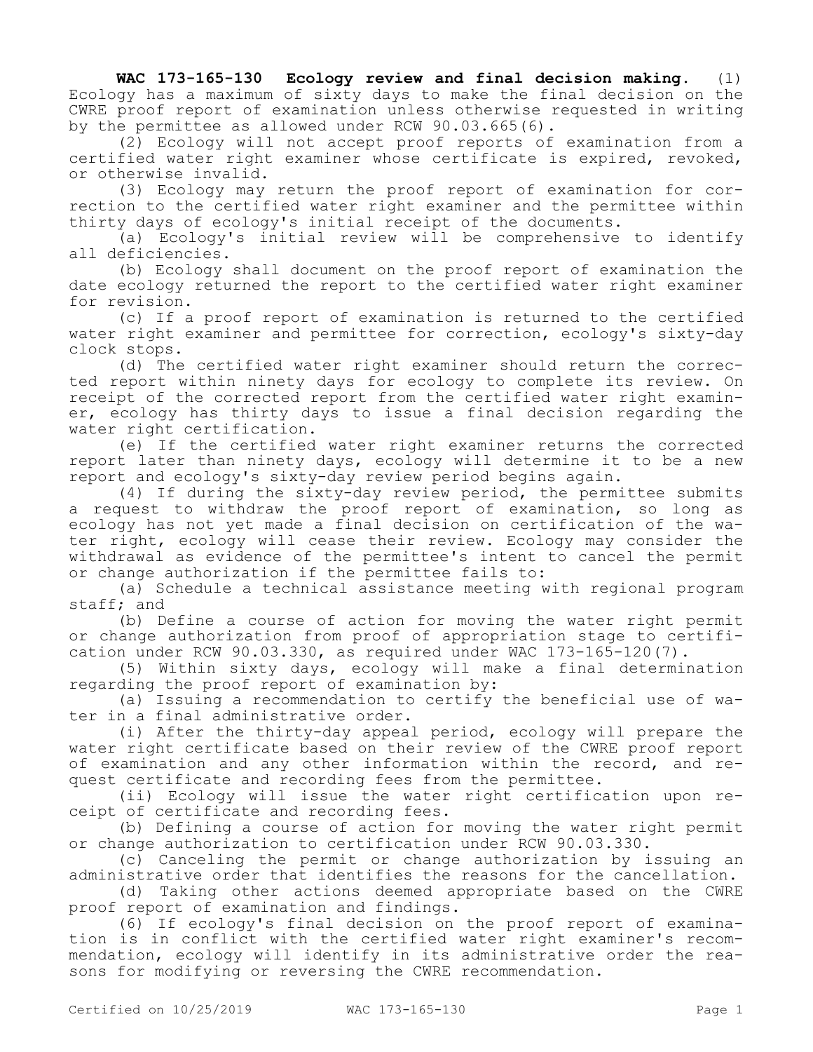**WAC 173-165-130 Ecology review and final decision making.** (1) Ecology has a maximum of sixty days to make the final decision on the CWRE proof report of examination unless otherwise requested in writing by the permittee as allowed under RCW 90.03.665(6).

(2) Ecology will not accept proof reports of examination from a certified water right examiner whose certificate is expired, revoked, or otherwise invalid.

(3) Ecology may return the proof report of examination for correction to the certified water right examiner and the permittee within thirty days of ecology's initial receipt of the documents.

(a) Ecology's initial review will be comprehensive to identify all deficiencies.

(b) Ecology shall document on the proof report of examination the date ecology returned the report to the certified water right examiner for revision.

(c) If a proof report of examination is returned to the certified water right examiner and permittee for correction, ecology's sixty-day clock stops.

(d) The certified water right examiner should return the corrected report within ninety days for ecology to complete its review. On receipt of the corrected report from the certified water right examiner, ecology has thirty days to issue a final decision regarding the water right certification.

(e) If the certified water right examiner returns the corrected report later than ninety days, ecology will determine it to be a new report and ecology's sixty-day review period begins again.

(4) If during the sixty-day review period, the permittee submits a request to withdraw the proof report of examination, so long as ecology has not yet made a final decision on certification of the water right, ecology will cease their review. Ecology may consider the withdrawal as evidence of the permittee's intent to cancel the permit or change authorization if the permittee fails to:

(a) Schedule a technical assistance meeting with regional program staff; and

(b) Define a course of action for moving the water right permit or change authorization from proof of appropriation stage to certification under RCW 90.03.330, as required under WAC 173-165-120(7).

(5) Within sixty days, ecology will make a final determination regarding the proof report of examination by:

(a) Issuing a recommendation to certify the beneficial use of water in a final administrative order.

(i) After the thirty-day appeal period, ecology will prepare the water right certificate based on their review of the CWRE proof report of examination and any other information within the record, and request certificate and recording fees from the permittee.

(ii) Ecology will issue the water right certification upon receipt of certificate and recording fees.

(b) Defining a course of action for moving the water right permit or change authorization to certification under RCW 90.03.330.

(c) Canceling the permit or change authorization by issuing an administrative order that identifies the reasons for the cancellation.

(d) Taking other actions deemed appropriate based on the CWRE proof report of examination and findings.

(6) If ecology's final decision on the proof report of examination is in conflict with the certified water right examiner's recommendation, ecology will identify in its administrative order the reasons for modifying or reversing the CWRE recommendation.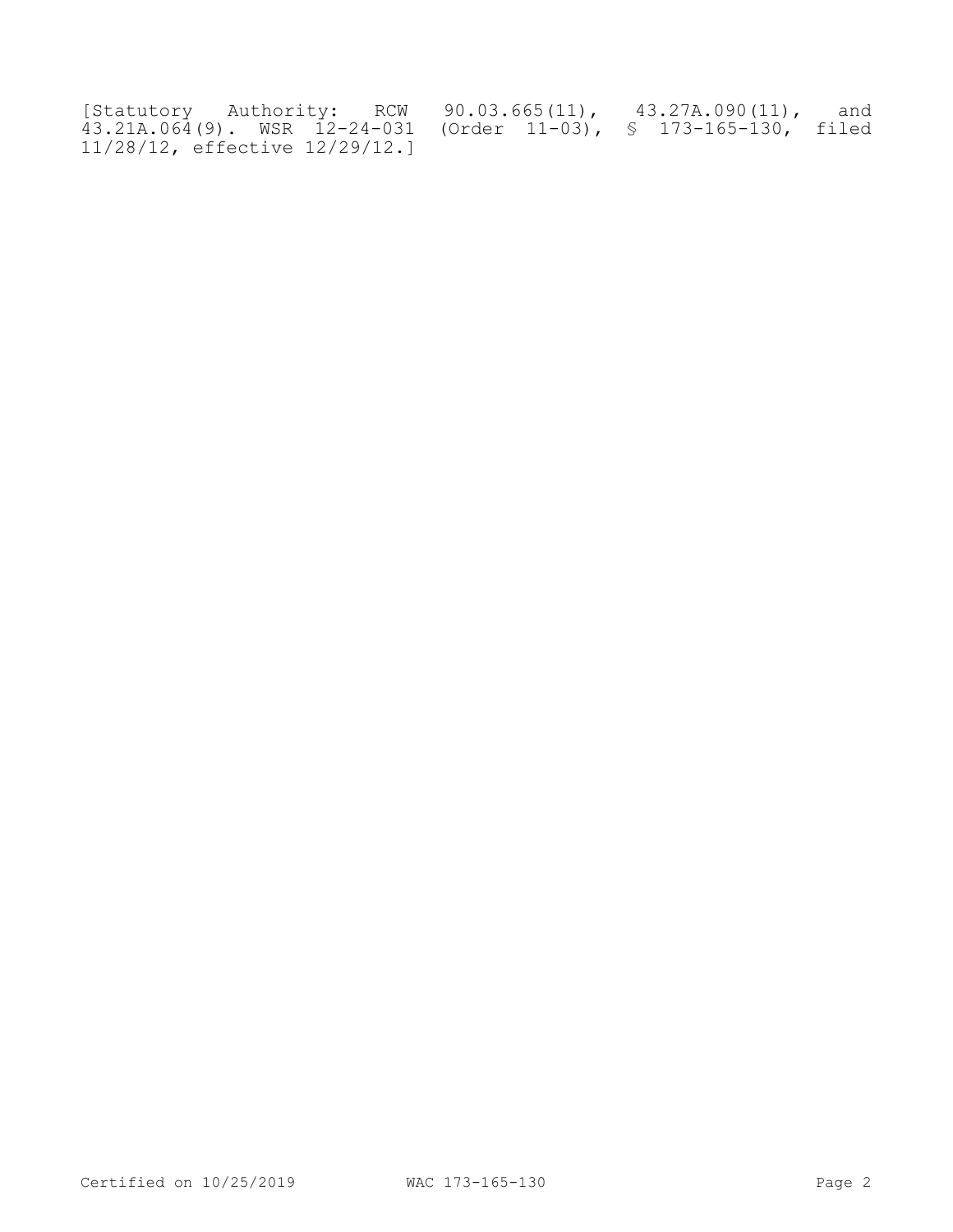[Statutory Authority: RCW 90.03.665(11), 43.27A.090(11), and 43.21A.064(9). WSR 12-24-031 (Order 11-03), § 173-165-130, filed 11/28/12, effective 12/29/12.]